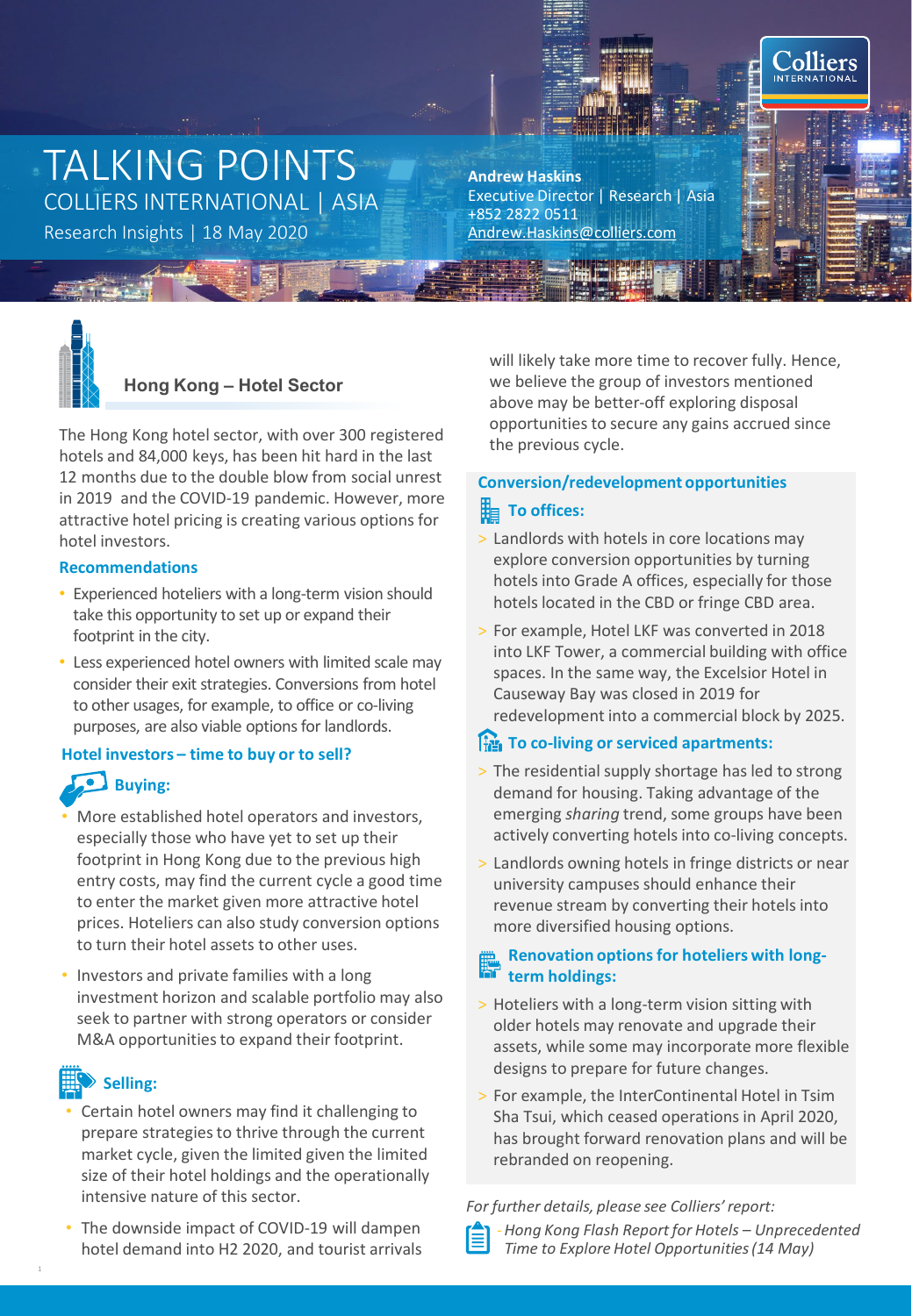# TALKING POINTS

COLLIERS INTERNATIONAL | ASIA

Research Insights | 18 May 2020

**Andrew Haskins**
Executive Director | Research | Asia
+852 2822 0511
Andrew.Haskins@colliers.com

## Hong Kong – Hotel Sector

The Hong Kong hotel sector, with over 300 registered hotels and 84,000 keys, has been hit hard in the last 12 months due to the double blow from social unrest in 2019 and the COVID-19 pandemic. However, more attractive hotel pricing is creating various options for hotel investors.

### Recommendations

- Experienced hoteliers with a long-term vision should take this opportunity to set up or expand their footprint in the city.
- Less experienced hotel owners with limited scale may consider their exit strategies. Conversions from hotel to other usages, for example, to office or co-living purposes, are also viable options for landlords.

### Hotel investors – time to buy or to sell?

#### Buying:

- More established hotel operators and investors, especially those who have yet to set up their footprint in Hong Kong due to the previous high entry costs, may find the current cycle a good time to enter the market given more attractive hotel prices. Hoteliers can also study conversion options to turn their hotel assets to other uses.
- Investors and private families with a long investment horizon and scalable portfolio may also seek to partner with strong operators or consider M&A opportunities to expand their footprint.

#### Selling:

- Certain hotel owners may find it challenging to prepare strategies to thrive through the current market cycle, given the limited given the limited size of their hotel holdings and the operationally intensive nature of this sector.
- The downside impact of COVID-19 will dampen hotel demand into H2 2020, and tourist arrivals will likely take more time to recover fully. Hence, we believe the group of investors mentioned above may be better-off exploring disposal opportunities to secure any gains accrued since the previous cycle.

### Conversion/redevelopment opportunities

#### To offices:

- Landlords with hotels in core locations may explore conversion opportunities by turning hotels into Grade A offices, especially for those hotels located in the CBD or fringe CBD area.
- For example, Hotel LKF was converted in 2018 into LKF Tower, a commercial building with office spaces. In the same way, the Excelsior Hotel in Causeway Bay was closed in 2019 for redevelopment into a commercial block by 2025.

#### To co-living or serviced apartments:

- The residential supply shortage has led to strong demand for housing. Taking advantage of the emerging *sharing* trend, some groups have been actively converting hotels into co-living concepts.
- Landlords owning hotels in fringe districts or near university campuses should enhance their revenue stream by converting their hotels into more diversified housing options.

#### Renovation options for hoteliers with long-term holdings:

- Hoteliers with a long-term vision sitting with older hotels may renovate and upgrade their assets, while some may incorporate more flexible designs to prepare for future changes.
- For example, the InterContinental Hotel in Tsim Sha Tsui, which ceased operations in April 2020, has brought forward renovation plans and will be rebranded on reopening.

*For further details, please see Colliers' report:*

- *Hong Kong Flash Report for Hotels – Unprecedented Time to Explore Hotel Opportunities (14 May)*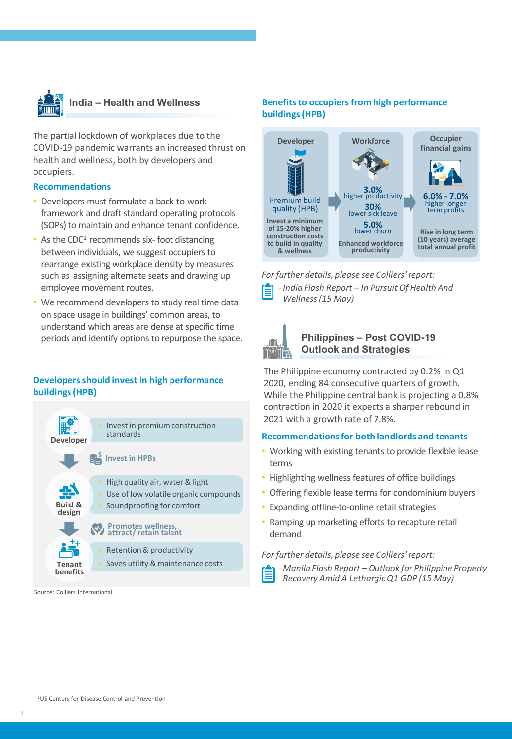## India – Health and Wellness

The partial lockdown of workplaces due to the COVID-19 pandemic warrants an increased thrust on health and wellness, both by developers and occupiers.

### Recommendations

- Developers must formulate a back-to-work framework and draft standard operating protocols (SOPs) to maintain and enhance tenant confidence.
- As the CDC[1] recommends six- foot distancing between individuals, we suggest occupiers to rearrange existing workplace density by measures such as assigning alternate seats and drawing up employee movement routes.
- We recommend developers to study real time data on space usage in buildings' common areas, to understand which areas are dense at specific time periods and identify options to repurpose the space.

### Developers should invest in high performance buildings (HPB)

**Developer**
- Invest in premium construction standards

**Invest in HPBs**

**Build & design**
- High quality air, water & light
- Use of low volatile organic compounds
- Soundproofing for comfort

**Promotes wellness, attract/ retain talent**

**Tenant benefits**
- Retention & productivity
- Saves utility & maintenance costs

Source: Colliers International

### Benefits to occupiers from high performance buildings (HPB)

**Developer**

Premium build quality (HPB)

**Invest a minimum of 15-20% higher construction costs to build in quality & wellness**

**Workforce**

**3.0%** higher productivity

**30%** lower sick leave

**5.0%** lower churn

**Enhanced workforce productivity**

**Occupier financial gains**

**6.0% - 7.0%** higher longer-term profits

**Rise in long term (10 years) average total annual profit**

*For further details, please see Colliers' report:*

*- India Flash Report – In Pursuit Of Health And Wellness (15 May)*

## Philippines – Post COVID-19 Outlook and Strategies

The Philippine economy contracted by 0.2% in Q1 2020, ending 84 consecutive quarters of growth. While the Philippine central bank is projecting a 0.8% contraction in 2020 it expects a sharper rebound in 2021 with a growth rate of 7.8%.

### Recommendations for both landlords and tenants

- Working with existing tenants to provide flexible lease terms
- Highlighting wellness features of office buildings
- Offering flexible lease terms for condominium buyers
- Expanding offline-to-online retail strategies
- Ramping up marketing efforts to recapture retail demand

*For further details, please see Colliers' report:*

*- Manila Flash Report – Outlook for Philippine Property Recovery Amid A Lethargic Q1 GDP (15 May)*

[1]US Centers for Disease Control and Prevention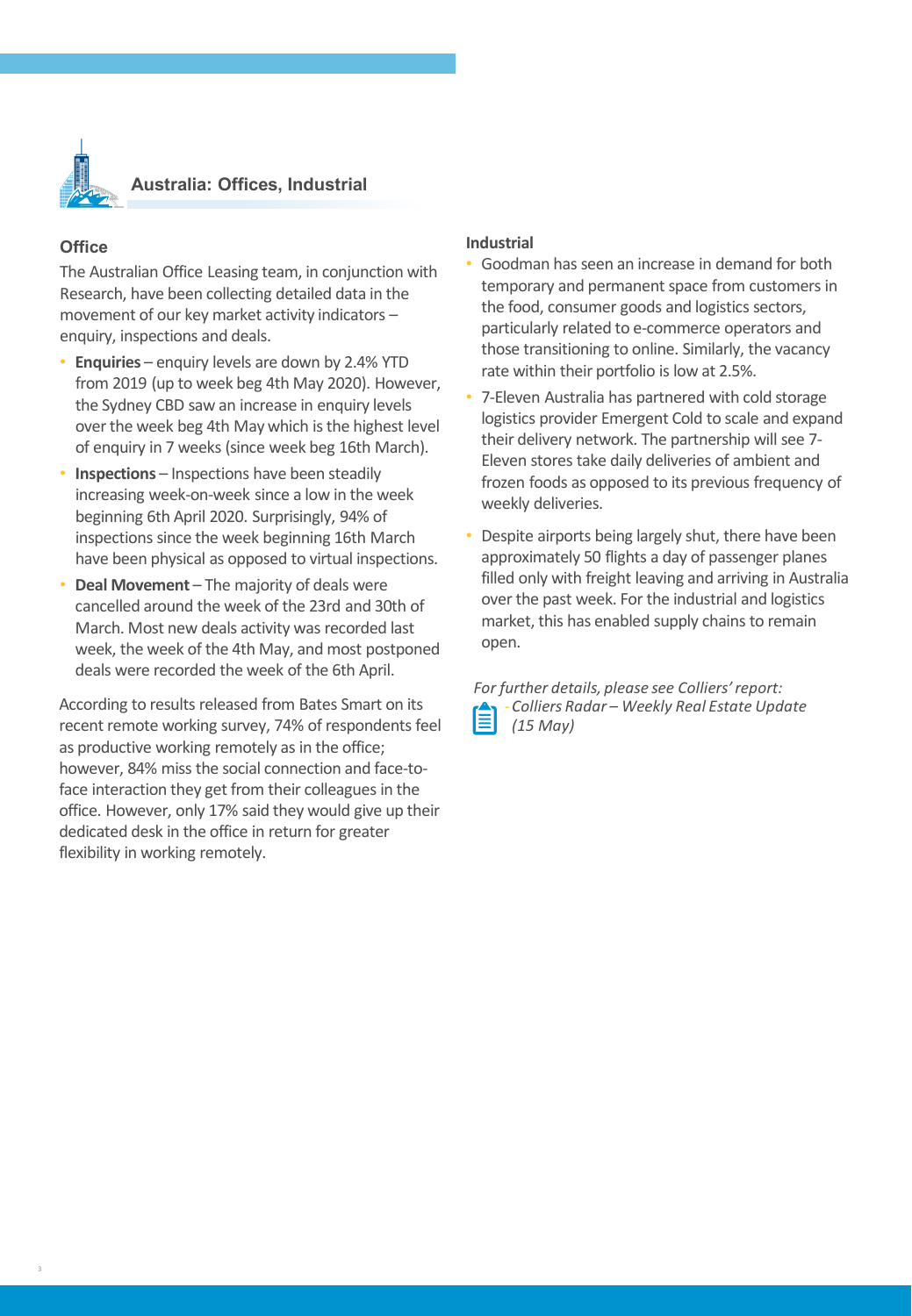## Australia: Offices, Industrial

### Office

The Australian Office Leasing team, in conjunction with Research, have been collecting detailed data in the movement of our key market activity indicators – enquiry, inspections and deals.

- **Enquiries** – enquiry levels are down by 2.4% YTD from 2019 (up to week beg 4th May 2020). However, the Sydney CBD saw an increase in enquiry levels over the week beg 4th May which is the highest level of enquiry in 7 weeks (since week beg 16th March).
- **Inspections** – Inspections have been steadily increasing week-on-week since a low in the week beginning 6th April 2020. Surprisingly, 94% of inspections since the week beginning 16th March have been physical as opposed to virtual inspections.
- **Deal Movement** – The majority of deals were cancelled around the week of the 23rd and 30th of March. Most new deals activity was recorded last week, the week of the 4th May, and most postponed deals were recorded the week of the 6th April.

According to results released from Bates Smart on its recent remote working survey, 74% of respondents feel as productive working remotely as in the office; however, 84% miss the social connection and face-to-face interaction they get from their colleagues in the office. However, only 17% said they would give up their dedicated desk in the office in return for greater flexibility in working remotely.

### Industrial

- Goodman has seen an increase in demand for both temporary and permanent space from customers in the food, consumer goods and logistics sectors, particularly related to e-commerce operators and those transitioning to online. Similarly, the vacancy rate within their portfolio is low at 2.5%.
- 7-Eleven Australia has partnered with cold storage logistics provider Emergent Cold to scale and expand their delivery network. The partnership will see 7-Eleven stores take daily deliveries of ambient and frozen foods as opposed to its previous frequency of weekly deliveries.
- Despite airports being largely shut, there have been approximately 50 flights a day of passenger planes filled only with freight leaving and arriving in Australia over the past week. For the industrial and logistics market, this has enabled supply chains to remain open.

*For further details, please see Colliers' report:*

*- Colliers Radar – Weekly Real Estate Update (15 May)*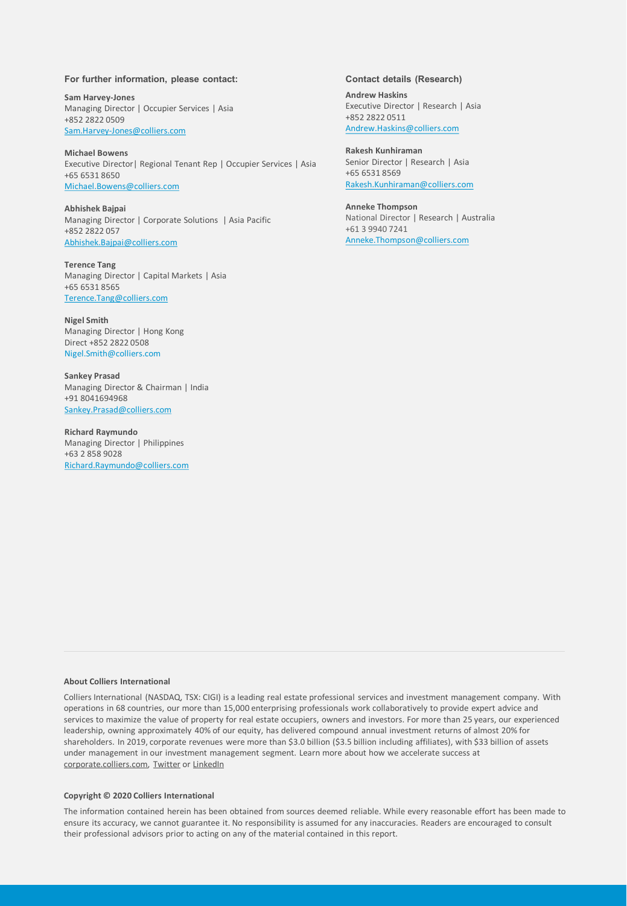### For further information, please contact:

**Sam Harvey-Jones**
Managing Director | Occupier Services | Asia
+852 2822 0509
Sam.Harvey-Jones@colliers.com

**Michael Bowens**
Executive Director| Regional Tenant Rep | Occupier Services | Asia
+65 6531 8650
Michael.Bowens@colliers.com

**Abhishek Bajpai**
Managing Director | Corporate Solutions | Asia Pacific
+852 2822 057
Abhishek.Bajpai@colliers.com

**Terence Tang**
Managing Director | Capital Markets | Asia
+65 6531 8565
Terence.Tang@colliers.com

**Nigel Smith**
Managing Director | Hong Kong
Direct +852 2822 0508
Nigel.Smith@colliers.com

**Sankey Prasad**
Managing Director & Chairman | India
+91 8041694968
Sankey.Prasad@colliers.com

**Richard Raymundo**
Managing Director | Philippines
+63 2 858 9028
Richard.Raymundo@colliers.com

### Contact details (Research)

**Andrew Haskins**
Executive Director | Research | Asia
+852 2822 0511
Andrew.Haskins@colliers.com

**Rakesh Kunhiraman**
Senior Director | Research | Asia
+65 6531 8569
Rakesh.Kunhiraman@colliers.com

**Anneke Thompson**
National Director | Research | Australia
+61 3 9940 7241
Anneke.Thompson@colliers.com

---

**About Colliers International**

Colliers International (NASDAQ, TSX: CIGI) is a leading real estate professional services and investment management company. With operations in 68 countries, our more than 15,000 enterprising professionals work collaboratively to provide expert advice and services to maximize the value of property for real estate occupiers, owners and investors. For more than 25 years, our experienced leadership, owning approximately 40% of our equity, has delivered compound annual investment returns of almost 20% for shareholders. In 2019, corporate revenues were more than $3.0 billion ($3.5 billion including affiliates), with $33 billion of assets under management in our investment management segment. Learn more about how we accelerate success at corporate.colliers.com, Twitter or LinkedIn

**Copyright © 2020 Colliers International**

The information contained herein has been obtained from sources deemed reliable. While every reasonable effort has been made to ensure its accuracy, we cannot guarantee it. No responsibility is assumed for any inaccuracies. Readers are encouraged to consult their professional advisors prior to acting on any of the material contained in this report.